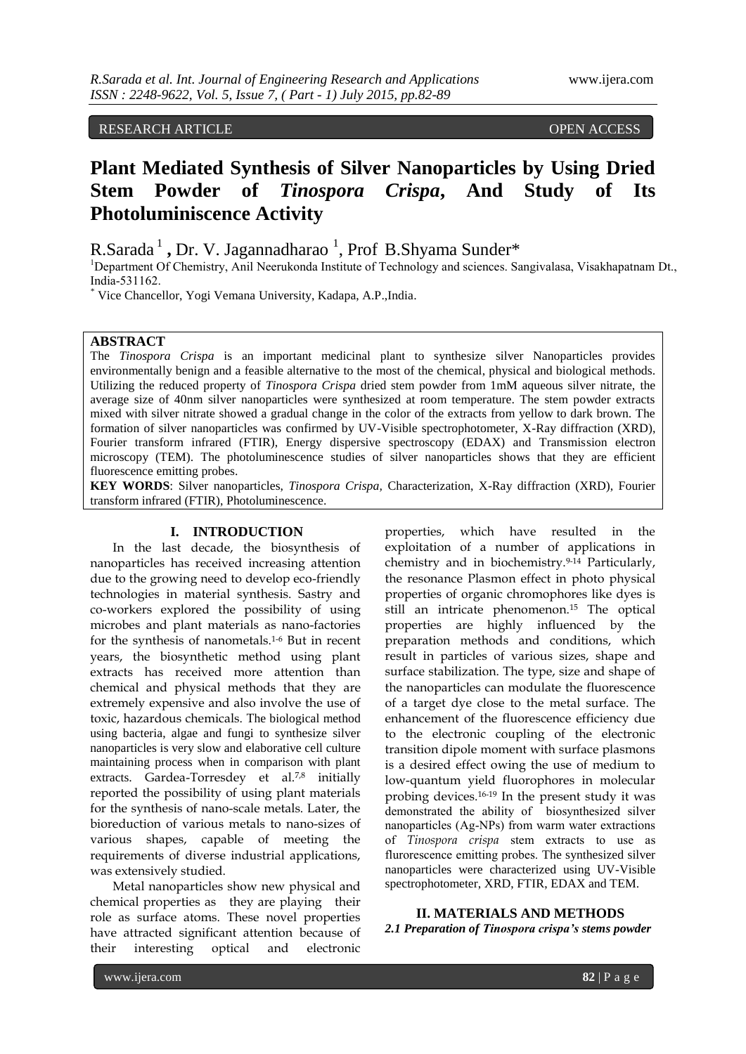RESEARCH ARTICLE OPEN ACCESS

# Plant Mediated Synthesis of Silver Nanoparticles by Using Dried Stem Powder of *Tinospora Crispa*, And Study of Its Photoluminiscence Activity

R.Sarada [1], Dr. V. Jagannadharao [1], Prof B.Shyama Sunder*

[1]Department Of Chemistry, Anil Neerukonda Institute of Technology and sciences. Sangivalasa, Visakhapatnam Dt., India-531162.

* Vice Chancellor, Yogi Vemana University, Kadapa, A.P.,India.

## ABSTRACT

The *Tinospora Crispa* is an important medicinal plant to synthesize silver Nanoparticles provides environmentally benign and a feasible alternative to the most of the chemical, physical and biological methods. Utilizing the reduced property of *Tinospora Crispa* dried stem powder from 1mM aqueous silver nitrate, the average size of 40nm silver nanoparticles were synthesized at room temperature. The stem powder extracts mixed with silver nitrate showed a gradual change in the color of the extracts from yellow to dark brown. The formation of silver nanoparticles was confirmed by UV-Visible spectrophotometer, X-Ray diffraction (XRD), Fourier transform infrared (FTIR), Energy dispersive spectroscopy (EDAX) and Transmission electron microscopy (TEM). The photoluminescence studies of silver nanoparticles shows that they are efficient fluorescence emitting probes.

**KEY WORDS**: Silver nanoparticles, *Tinospora Crispa,* Characterization, X-Ray diffraction (XRD), Fourier transform infrared (FTIR), Photoluminescence.

## I. INTRODUCTION

In the last decade, the biosynthesis of nanoparticles has received increasing attention due to the growing need to develop eco-friendly technologies in material synthesis. Sastry and co-workers explored the possibility of using microbes and plant materials as nano-factories for the synthesis of nanometals.[1-6] But in recent years, the biosynthetic method using plant extracts has received more attention than chemical and physical methods that they are extremely expensive and also involve the use of toxic, hazardous chemicals. The biological method using bacteria, algae and fungi to synthesize silver nanoparticles is very slow and elaborative cell culture maintaining process when in comparison with plant extracts. Gardea-Torresdey et al.[7,8] initially reported the possibility of using plant materials for the synthesis of nano-scale metals. Later, the bioreduction of various metals to nano-sizes of various shapes, capable of meeting the requirements of diverse industrial applications, was extensively studied.

Metal nanoparticles show new physical and chemical properties as they are playing their role as surface atoms. These novel properties have attracted significant attention because of their interesting optical and electronic properties, which have resulted in the exploitation of a number of applications in chemistry and in biochemistry.[9-14] Particularly, the resonance Plasmon effect in photo physical properties of organic chromophores like dyes is still an intricate phenomenon.[15] The optical properties are highly influenced by the preparation methods and conditions, which result in particles of various sizes, shape and surface stabilization. The type, size and shape of the nanoparticles can modulate the fluorescence of a target dye close to the metal surface. The enhancement of the fluorescence efficiency due to the electronic coupling of the electronic transition dipole moment with surface plasmons is a desired effect owing the use of medium to low-quantum yield fluorophores in molecular probing devices.[16-19] In the present study it was demonstrated the ability of biosynthesized silver nanoparticles (Ag-NPs) from warm water extractions of *Tinospora crispa* stem extracts to use as flurorescence emitting probes. The synthesized silver nanoparticles were characterized using UV-Visible spectrophotometer, XRD, FTIR, EDAX and TEM.

## II. MATERIALS AND METHODS

### *2.1 Preparation of Tinospora crispa's stems powder*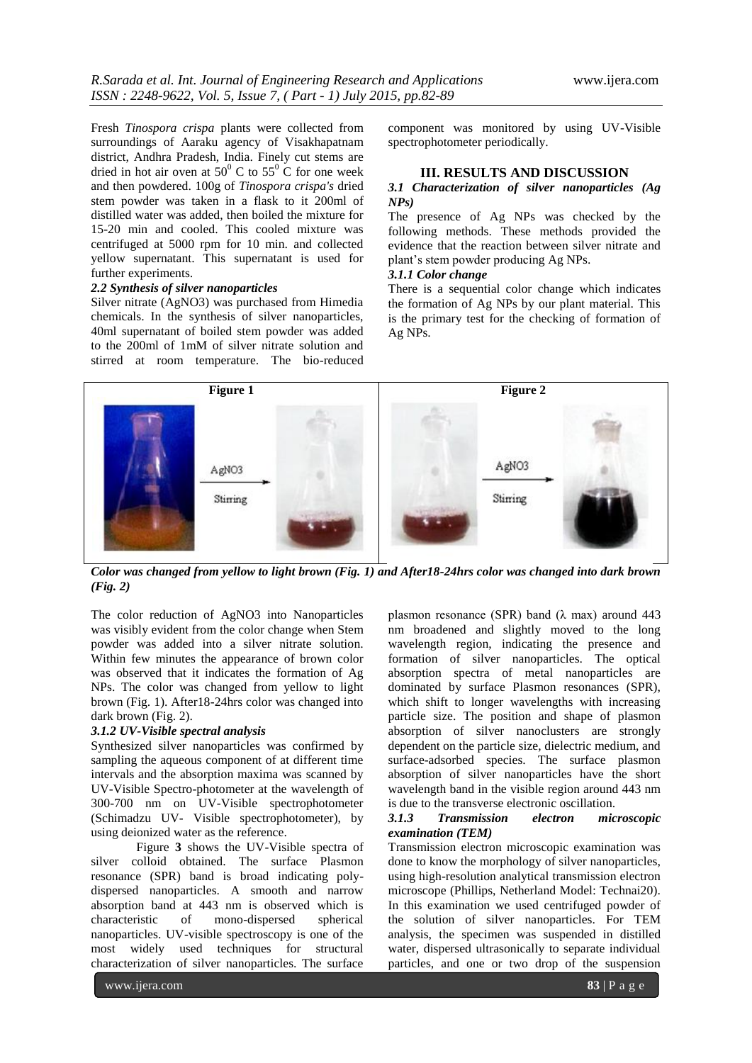Fresh *Tinospora crispa* plants were collected from surroundings of Aaraku agency of Visakhapatnam district, Andhra Pradesh, India. Finely cut stems are dried in hot air oven at $50^0$ C to $55^0$ C for one week and then powdered. 100g of *Tinospora crispa's* dried stem powder was taken in a flask to it 200ml of distilled water was added, then boiled the mixture for 15-20 min and cooled. This cooled mixture was centrifuged at 5000 rpm for 10 min. and collected yellow supernatant. This supernatant is used for further experiments.

### *2.2 Synthesis of silver nanoparticles*

Silver nitrate (AgNO3) was purchased from Himedia chemicals. In the synthesis of silver nanoparticles, 40ml supernatant of boiled stem powder was added to the 200ml of 1mM of silver nitrate solution and stirred at room temperature. The bio-reduced component was monitored by using UV-Visible spectrophotometer periodically.

## III. RESULTS AND DISCUSSION

### *3.1 Characterization of silver nanoparticles (Ag NPs)*

The presence of Ag NPs was checked by the following methods. These methods provided the evidence that the reaction between silver nitrate and plant's stem powder producing Ag NPs.

#### *3.1.1 Color change*

There is a sequential color change which indicates the formation of Ag NPs by our plant material. This is the primary test for the checking of formation of Ag NPs.

**Figure 1** AgNO3 Stirring

**Figure 2** AgNO3 Stirring

***Color was changed from yellow to light brown (Fig. 1) and After18-24hrs color was changed into dark brown (Fig. 2)***

The color reduction of AgNO3 into Nanoparticles was visibly evident from the color change when Stem powder was added into a silver nitrate solution. Within few minutes the appearance of brown color was observed that it indicates the formation of Ag NPs. The color was changed from yellow to light brown (Fig. 1). After18-24hrs color was changed into dark brown (Fig. 2).

#### *3.1.2 UV-Visible spectral analysis*

Synthesized silver nanoparticles was confirmed by sampling the aqueous component of at different time intervals and the absorption maxima was scanned by UV-Visible Spectro-photometer at the wavelength of 300-700 nm on UV-Visible spectrophotometer (Schimadzu UV- Visible spectrophotometer), by using deionized water as the reference.

Figure **3** shows the UV-Visible spectra of silver colloid obtained. The surface Plasmon resonance (SPR) band is broad indicating poly-dispersed nanoparticles. A smooth and narrow absorption band at 443 nm is observed which is characteristic of mono-dispersed spherical nanoparticles. UV-visible spectroscopy is one of the most widely used techniques for structural characterization of silver nanoparticles. The surface plasmon resonance (SPR) band (λ max) around 443 nm broadened and slightly moved to the long wavelength region, indicating the presence and formation of silver nanoparticles. The optical absorption spectra of metal nanoparticles are dominated by surface Plasmon resonances (SPR), which shift to longer wavelengths with increasing particle size. The position and shape of plasmon absorption of silver nanoclusters are strongly dependent on the particle size, dielectric medium, and surface-adsorbed species. The surface plasmon absorption of silver nanoparticles have the short wavelength band in the visible region around 443 nm is due to the transverse electronic oscillation.

#### *3.1.3 Transmission electron microscopic examination (TEM)*

Transmission electron microscopic examination was done to know the morphology of silver nanoparticles, using high-resolution analytical transmission electron microscope (Phillips, Netherland Model: Technai20). In this examination we used centrifuged powder of the solution of silver nanoparticles. For TEM analysis, the specimen was suspended in distilled water, dispersed ultrasonically to separate individual particles, and one or two drop of the suspension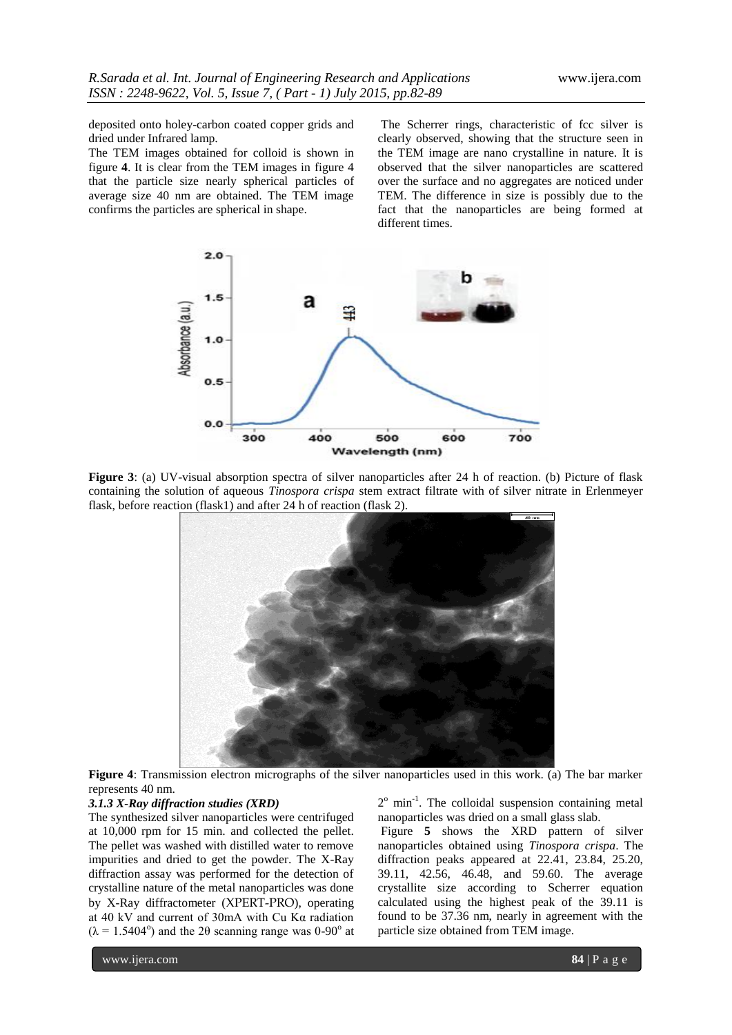deposited onto holey-carbon coated copper grids and dried under Infrared lamp.

The TEM images obtained for colloid is shown in figure **4**. It is clear from the TEM images in figure 4 that the particle size nearly spherical particles of average size 40 nm are obtained. The TEM image confirms the particles are spherical in shape.

The Scherrer rings, characteristic of fcc silver is clearly observed, showing that the structure seen in the TEM image are nano crystalline in nature. It is observed that the silver nanoparticles are scattered over the surface and no aggregates are noticed under TEM. The difference in size is possibly due to the fact that the nanoparticles are being formed at different times.

**Figure 3**: (a) UV-visual absorption spectra of silver nanoparticles after 24 h of reaction. (b) Picture of flask containing the solution of aqueous *Tinospora crispa* stem extract filtrate with of silver nitrate in Erlenmeyer flask, before reaction (flask1) and after 24 h of reaction (flask 2).

**Figure 4**: Transmission electron micrographs of the silver nanoparticles used in this work. (a) The bar marker represents 40 nm.

#### *3.1.3 X-Ray diffraction studies (XRD)*

The synthesized silver nanoparticles were centrifuged at 10,000 rpm for 15 min. and collected the pellet. The pellet was washed with distilled water to remove impurities and dried to get the powder. The X-Ray diffraction assay was performed for the detection of crystalline nature of the metal nanoparticles was done by X-Ray diffractometer (XPERT-PRO), operating at 40 kV and current of 30mA with Cu Kα radiation ($\lambda = 1.5404^{o}$) and the 2θ scanning range was 0-90$^{o}$ at 2$^{o}$ min$^{-1}$. The colloidal suspension containing metal nanoparticles was dried on a small glass slab.

Figure **5** shows the XRD pattern of silver nanoparticles obtained using *Tinospora crispa*. The diffraction peaks appeared at 22.41, 23.84, 25.20, 39.11, 42.56, 46.48, and 59.60. The average crystallite size according to Scherrer equation calculated using the highest peak of the 39.11 is found to be 37.36 nm, nearly in agreement with the particle size obtained from TEM image.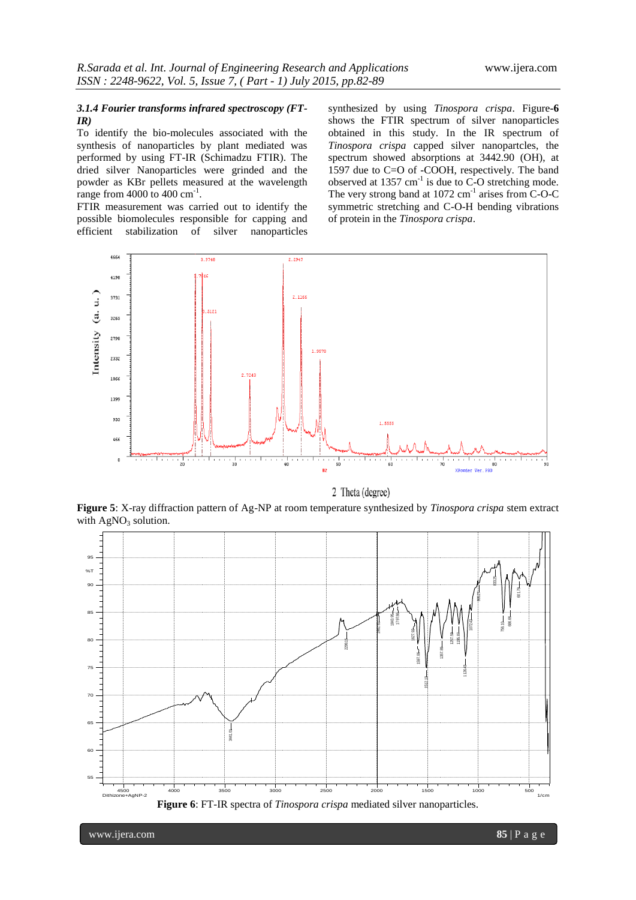### 3.1.4 Fourier transforms infrared spectroscopy (FT-IR)

To identify the bio-molecules associated with the synthesis of nanoparticles by plant mediated was performed by using FT-IR (Schimadzu FTIR). The dried silver Nanoparticles were grinded and the powder as KBr pellets measured at the wavelength range from 4000 to 400 $cm^{-1}$.

FTIR measurement was carried out to identify the possible biomolecules responsible for capping and efficient stabilization of silver nanoparticles synthesized by using *Tinospora crispa*. Figure-**6** shows the FTIR spectrum of silver nanoparticles obtained in this study. In the IR spectrum of *Tinospora crispa* capped silver nanopartcles, the spectrum showed absorptions at 3442.90 (OH), at 1597 due to C=O of -COOH, respectively. The band observed at 1357 $cm^{-1}$ is due to C-O stretching mode. The very strong band at 1072 $cm^{-1}$ arises from C-O-C symmetric stretching and C-O-H bending vibrations of protein in the *Tinospora crispa*.

**Figure 5**: X-ray diffraction pattern of Ag-NP at room temperature synthesized by *Tinospora crispa* stem extract with $AgNO_3$ solution.

**Figure 6**: FT-IR spectra of *Tinospora crispa* mediated silver nanoparticles.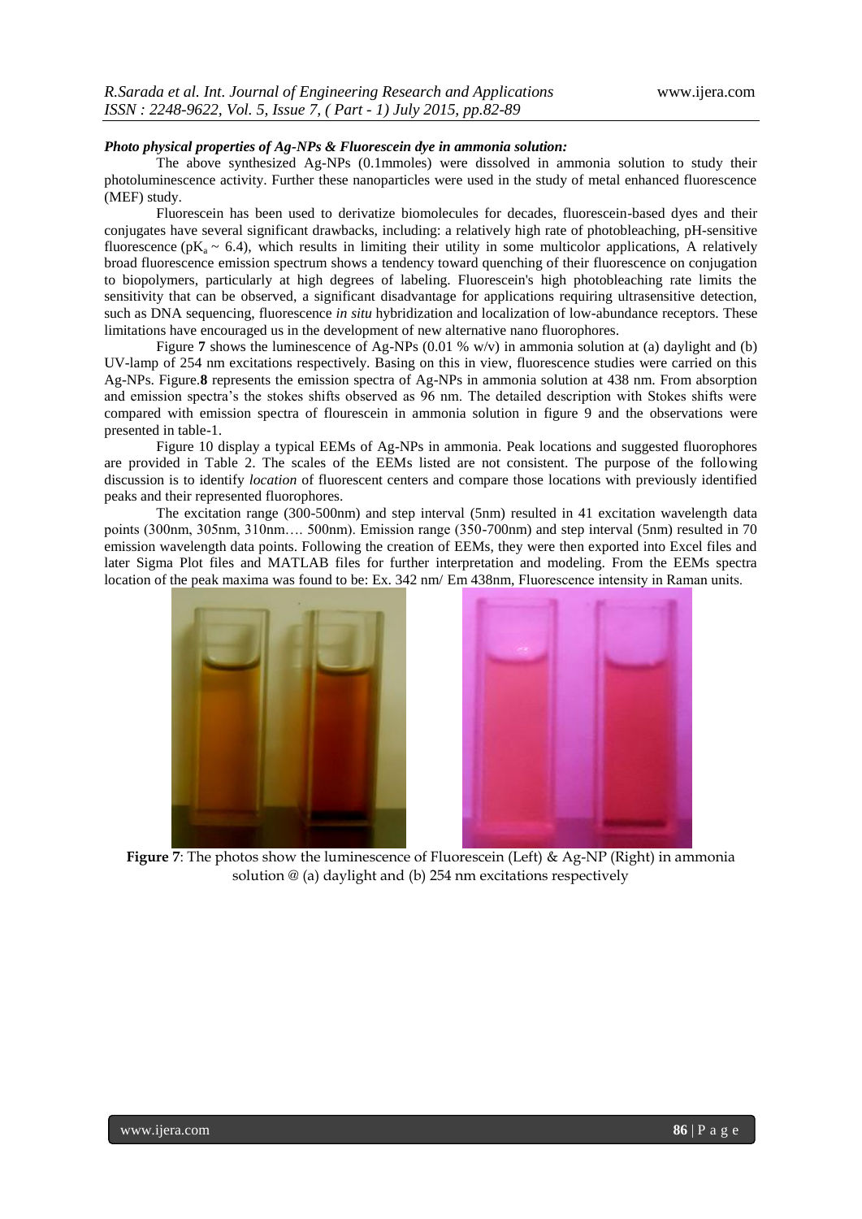***Photo physical properties of Ag-NPs & Fluorescein dye in ammonia solution:***

The above synthesized Ag-NPs (0.1mmoles) were dissolved in ammonia solution to study their photoluminescence activity. Further these nanoparticles were used in the study of metal enhanced fluorescence (MEF) study.

Fluorescein has been used to derivatize biomolecules for decades, fluorescein-based dyes and their conjugates have several significant drawbacks, including: a relatively high rate of photobleaching, pH-sensitive fluorescence ($pK_a \sim 6.4$), which results in limiting their utility in some multicolor applications, A relatively broad fluorescence emission spectrum shows a tendency toward quenching of their fluorescence on conjugation to biopolymers, particularly at high degrees of labeling. Fluorescein's high photobleaching rate limits the sensitivity that can be observed, a significant disadvantage for applications requiring ultrasensitive detection, such as DNA sequencing, fluorescence *in situ* hybridization and localization of low-abundance receptors. These limitations have encouraged us in the development of new alternative nano fluorophores.

Figure **7** shows the luminescence of Ag-NPs (0.01 % w/v) in ammonia solution at (a) daylight and (b) UV-lamp of 254 nm excitations respectively. Basing on this in view, fluorescence studies were carried on this Ag-NPs. Figure.**8** represents the emission spectra of Ag-NPs in ammonia solution at 438 nm. From absorption and emission spectra's the stokes shifts observed as 96 nm. The detailed description with Stokes shifts were compared with emission spectra of flourescein in ammonia solution in figure 9 and the observations were presented in table-1.

Figure 10 display a typical EEMs of Ag-NPs in ammonia. Peak locations and suggested fluorophores are provided in Table 2. The scales of the EEMs listed are not consistent. The purpose of the following discussion is to identify *location* of fluorescent centers and compare those locations with previously identified peaks and their represented fluorophores.

The excitation range (300-500nm) and step interval (5nm) resulted in 41 excitation wavelength data points (300nm, 305nm, 310nm…. 500nm). Emission range (350-700nm) and step interval (5nm) resulted in 70 emission wavelength data points. Following the creation of EEMs, they were then exported into Excel files and later Sigma Plot files and MATLAB files for further interpretation and modeling. From the EEMs spectra location of the peak maxima was found to be: Ex. 342 nm/ Em 438nm, Fluorescence intensity in Raman units.

**Figure 7**: The photos show the luminescence of Fluorescein (Left) & Ag-NP (Right) in ammonia solution @ (a) daylight and (b) 254 nm excitations respectively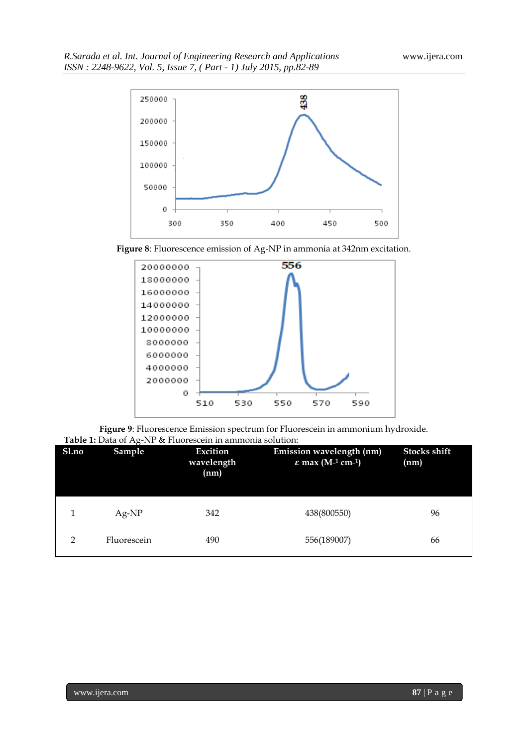**Figure 8**: Fluorescence emission of Ag-NP in ammonia at 342nm excitation.

**Figure 9**: Fluorescence Emission spectrum for Fluorescein in ammonium hydroxide.

**Table 1:** Data of Ag-NP & Fluorescein in ammonia solution:

| Sl.no | Sample | Excition wavelength (nm) | Emission wavelength (nm) $\varepsilon$ max ($M^{-1}$ $cm^{-1}$) | Stocks shift (nm) |
|---|---|---|---|---|
| 1 | Ag-NP | 342 | 438(800550) | 96 |
| 2 | Fluorescein | 490 | 556(189007) | 66 |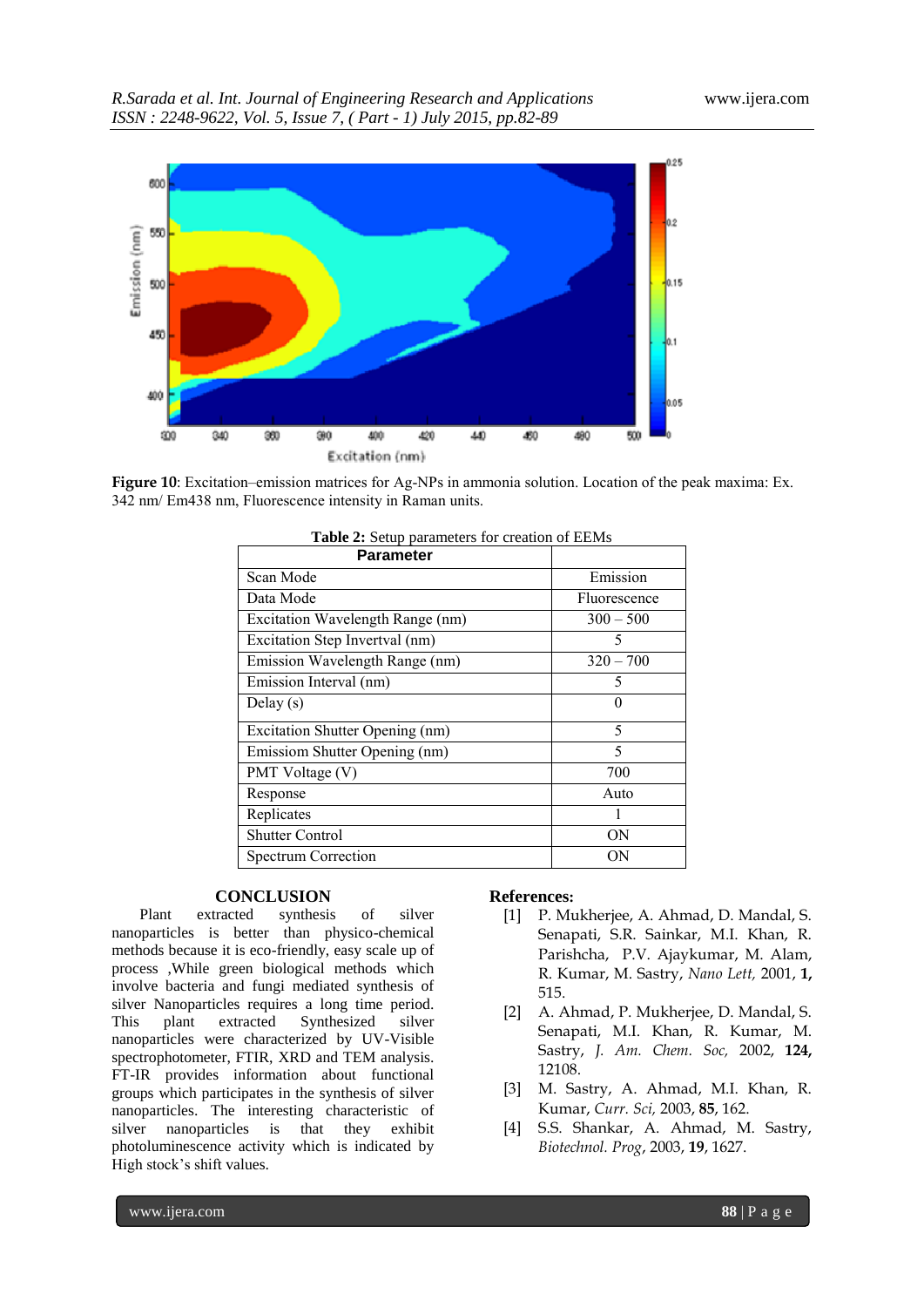**Figure 10**: Excitation–emission matrices for Ag-NPs in ammonia solution. Location of the peak maxima: Ex. 342 nm/ Em438 nm, Fluorescence intensity in Raman units.

**Table 2:** Setup parameters for creation of EEMs

| Parameter | |
|---|---|
| Scan Mode | Emission |
| Data Mode | Fluorescence |
| Excitation Wavelength Range (nm) | 300 – 500 |
| Excitation Step Invertval (nm) | 5 |
| Emission Wavelength Range (nm) | 320 – 700 |
| Emission Interval (nm) | 5 |
| Delay (s) | 0 |
| Excitation Shutter Opening (nm) | 5 |
| Emissiom Shutter Opening (nm) | 5 |
| PMT Voltage (V) | 700 |
| Response | Auto |
| Replicates | 1 |
| Shutter Control | ON |
| Spectrum Correction | ON |

## CONCLUSION

Plant extracted synthesis of silver nanoparticles is better than physico-chemical methods because it is eco-friendly, easy scale up of process ,While green biological methods which involve bacteria and fungi mediated synthesis of silver Nanoparticles requires a long time period. This plant extracted Synthesized silver nanoparticles were characterized by UV-Visible spectrophotometer, FTIR, XRD and TEM analysis. FT-IR provides information about functional groups which participates in the synthesis of silver nanoparticles. The interesting characteristic of silver nanoparticles is that they exhibit photoluminescence activity which is indicated by High stock's shift values.

## References:

[1] P. Mukherjee, A. Ahmad, D. Mandal, S. Senapati, S.R. Sainkar, M.I. Khan, R. Parishcha, P.V. Ajaykumar, M. Alam, R. Kumar, M. Sastry, *Nano Lett,* 2001, **1,** 515.

[2] A. Ahmad, P. Mukherjee, D. Mandal, S. Senapati, M.I. Khan, R. Kumar, M. Sastry, *J. Am. Chem. Soc,* 2002, **124,** 12108.

[3] M. Sastry, A. Ahmad, M.I. Khan, R. Kumar, *Curr. Sci,* 2003, **85**, 162.

[4] S.S. Shankar, A. Ahmad, M. Sastry, *Biotechnol. Prog*, 2003, **19**, 1627.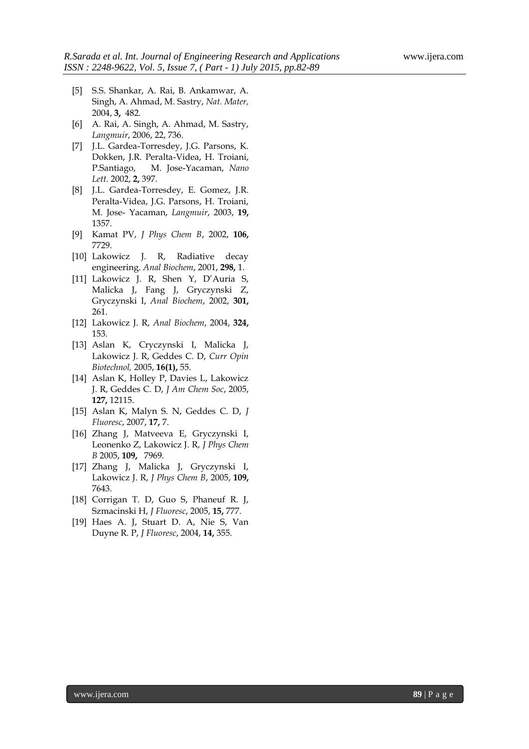- [5] S.S. Shankar, A. Rai, B. Ankamwar, A. Singh, A. Ahmad, M. Sastry, *Nat. Mater,* 2004, **3,** 482.
- [6] A. Rai, A. Singh, A. Ahmad, M. Sastry, *Langmuir*, 2006, 22, 736.
- [7] J.L. Gardea-Torresdey, J.G. Parsons, K. Dokken, J.R. Peralta-Videa, H. Troiani, P.Santiago, M. Jose-Yacaman, *Nano Lett.* 2002, **2,** 397.
- [8] J.L. Gardea-Torresdey, E. Gomez, J.R. Peralta-Videa, J.G. Parsons, H. Troiani, M. Jose- Yacaman, *Langmuir*, 2003, **19,** 1357.
- [9] Kamat PV, *J Phys Chem B*, 2002, **106,** 7729.
- [10] Lakowicz J. R, Radiative decay engineering. *Anal Biochem*, 2001, **298,** 1.
- [11] Lakowicz J. R, Shen Y, D'Auria S, Malicka J, Fang J, Gryczynski Z, Gryczynski I, *Anal Biochem*, 2002, **301,** 261.
- [12] Lakowicz J. R, *Anal Biochem*, 2004, **324,** 153.
- [13] Aslan K, Cryczynski I, Malicka J, Lakowicz J. R, Geddes C. D, *Curr Opin Biotechnol,* 2005, **16(1),** 55.
- [14] Aslan K, Holley P, Davies L, Lakowicz J. R, Geddes C. D, *J Am Chem Soc*, 2005, **127,** 12115.
- [15] Aslan K, Malyn S. N, Geddes C. D, *J Fluoresc*, 2007, **17,** 7.
- [16] Zhang J, Matveeva E, Gryczynski I, Leonenko Z, Lakowicz J. R, *J Phys Chem B* 2005, **109,** 7969.
- [17] Zhang J, Malicka J, Gryczynski I, Lakowicz J. R, *J Phys Chem B*, 2005, **109,** 7643.
- [18] Corrigan T. D, Guo S, Phaneuf R. J, Szmacinski H, *J Fluoresc*, 2005, **15,** 777.
- [19] Haes A. J, Stuart D. A, Nie S, Van Duyne R. P, *J Fluoresc*, 2004, **14,** 355.